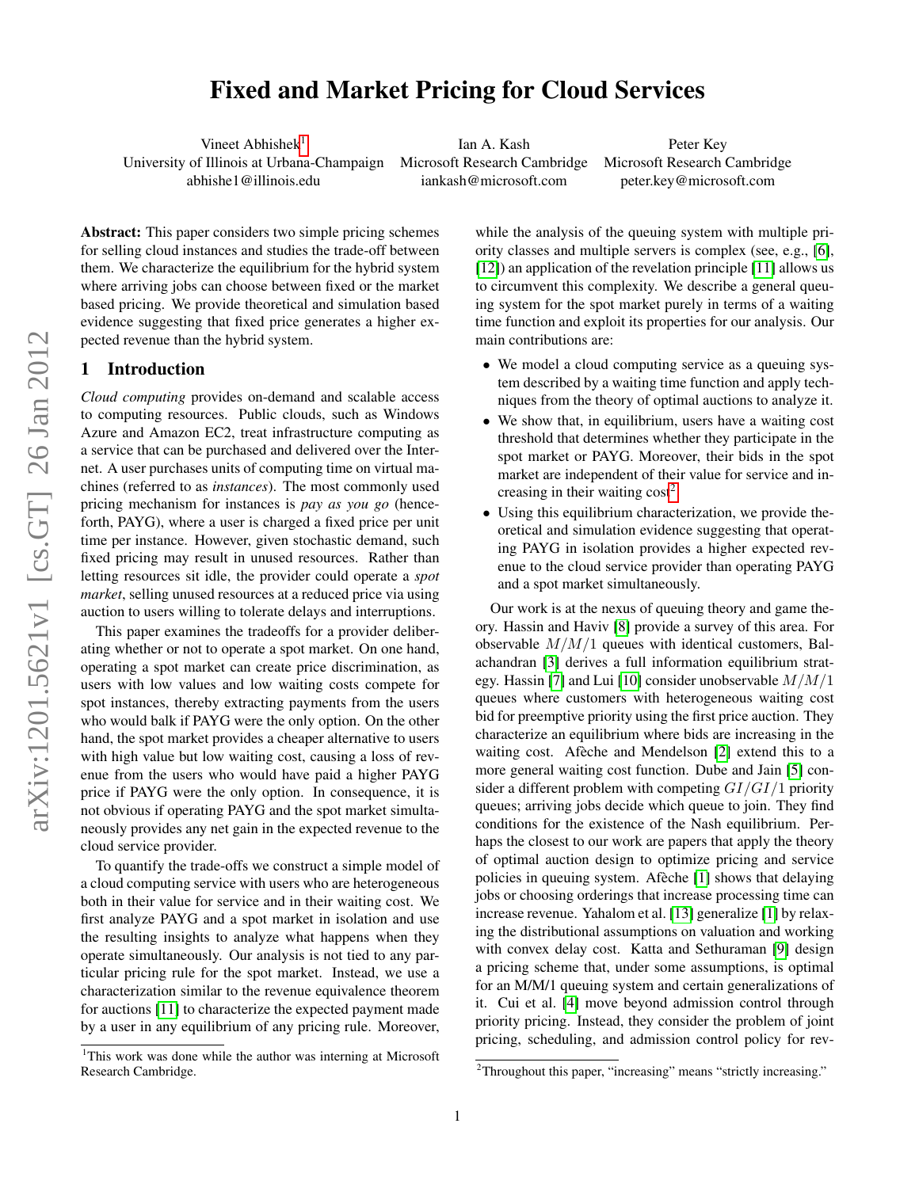# Fixed and Market Pricing for Cloud Services

Vineet Abhishek[1]
University of Illinois at Urbana-Champaign
abhishe1@illinois.edu

Ian A. Kash
Microsoft Research Cambridge
iankash@microsoft.com

Peter Key
Microsoft Research Cambridge
peter.key@microsoft.com

**Abstract:** This paper considers two simple pricing schemes for selling cloud instances and studies the trade-off between them. We characterize the equilibrium for the hybrid system where arriving jobs can choose between fixed or the market based pricing. We provide theoretical and simulation based evidence suggesting that fixed price generates a higher expected revenue than the hybrid system.

## 1 Introduction

*Cloud computing* provides on-demand and scalable access to computing resources. Public clouds, such as Windows Azure and Amazon EC2, treat infrastructure computing as a service that can be purchased and delivered over the Internet. A user purchases units of computing time on virtual machines (referred to as *instances*). The most commonly used pricing mechanism for instances is *pay as you go* (henceforth, PAYG), where a user is charged a fixed price per unit time per instance. However, given stochastic demand, such fixed pricing may result in unused resources. Rather than letting resources sit idle, the provider could operate a *spot market*, selling unused resources at a reduced price via using auction to users willing to tolerate delays and interruptions.

This paper examines the tradeoffs for a provider deliberating whether or not to operate a spot market. On one hand, operating a spot market can create price discrimination, as users with low values and low waiting costs compete for spot instances, thereby extracting payments from the users who would balk if PAYG were the only option. On the other hand, the spot market provides a cheaper alternative to users with high value but low waiting cost, causing a loss of revenue from the users who would have paid a higher PAYG price if PAYG were the only option. In consequence, it is not obvious if operating PAYG and the spot market simultaneously provides any net gain in the expected revenue to the cloud service provider.

To quantify the trade-offs we construct a simple model of a cloud computing service with users who are heterogeneous both in their value for service and in their waiting cost. We first analyze PAYG and a spot market in isolation and use the resulting insights to analyze what happens when they operate simultaneously. Our analysis is not tied to any particular pricing rule for the spot market. Instead, we use a characterization similar to the revenue equivalence theorem for auctions [11] to characterize the expected payment made by a user in any equilibrium of any pricing rule. Moreover, while the analysis of the queuing system with multiple priority classes and multiple servers is complex (see, e.g., [6], [12]) an application of the revelation principle [11] allows us to circumvent this complexity. We describe a general queuing system for the spot market purely in terms of a waiting time function and exploit its properties for our analysis. Our main contributions are:

- We model a cloud computing service as a queuing system described by a waiting time function and apply techniques from the theory of optimal auctions to analyze it.
- We show that, in equilibrium, users have a waiting cost threshold that determines whether they participate in the spot market or PAYG. Moreover, their bids in the spot market are independent of their value for service and increasing in their waiting cost[2].
- Using this equilibrium characterization, we provide theoretical and simulation evidence suggesting that operating PAYG in isolation provides a higher expected revenue to the cloud service provider than operating PAYG and a spot market simultaneously.

Our work is at the nexus of queuing theory and game theory. Hassin and Haviv [8] provide a survey of this area. For observable $M/M/1$ queues with identical customers, Balachandran [3] derives a full information equilibrium strategy. Hassin [7] and Lui [10] consider unobservable $M/M/1$ queues where customers with heterogeneous waiting cost bid for preemptive priority using the first price auction. They characterize an equilibrium where bids are increasing in the waiting cost. Afèche and Mendelson [2] extend this to a more general waiting cost function. Dube and Jain [5] consider a different problem with competing $GI/GI/1$ priority queues; arriving jobs decide which queue to join. They find conditions for the existence of the Nash equilibrium. Perhaps the closest to our work are papers that apply the theory of optimal auction design to optimize pricing and service policies in queuing system. Afèche [1] shows that delaying jobs or choosing orderings that increase processing time can increase revenue. Yahalom et al. [13] generalize [1] by relaxing the distributional assumptions on valuation and working with convex delay cost. Katta and Sethuraman [9] design a pricing scheme that, under some assumptions, is optimal for an M/M/1 queuing system and certain generalizations of it. Cui et al. [4] move beyond admission control through priority pricing. Instead, they consider the problem of joint pricing, scheduling, and admission control policy for rev-

[1] This work was done while the author was interning at Microsoft Research Cambridge.

[2] Throughout this paper, "increasing" means "strictly increasing."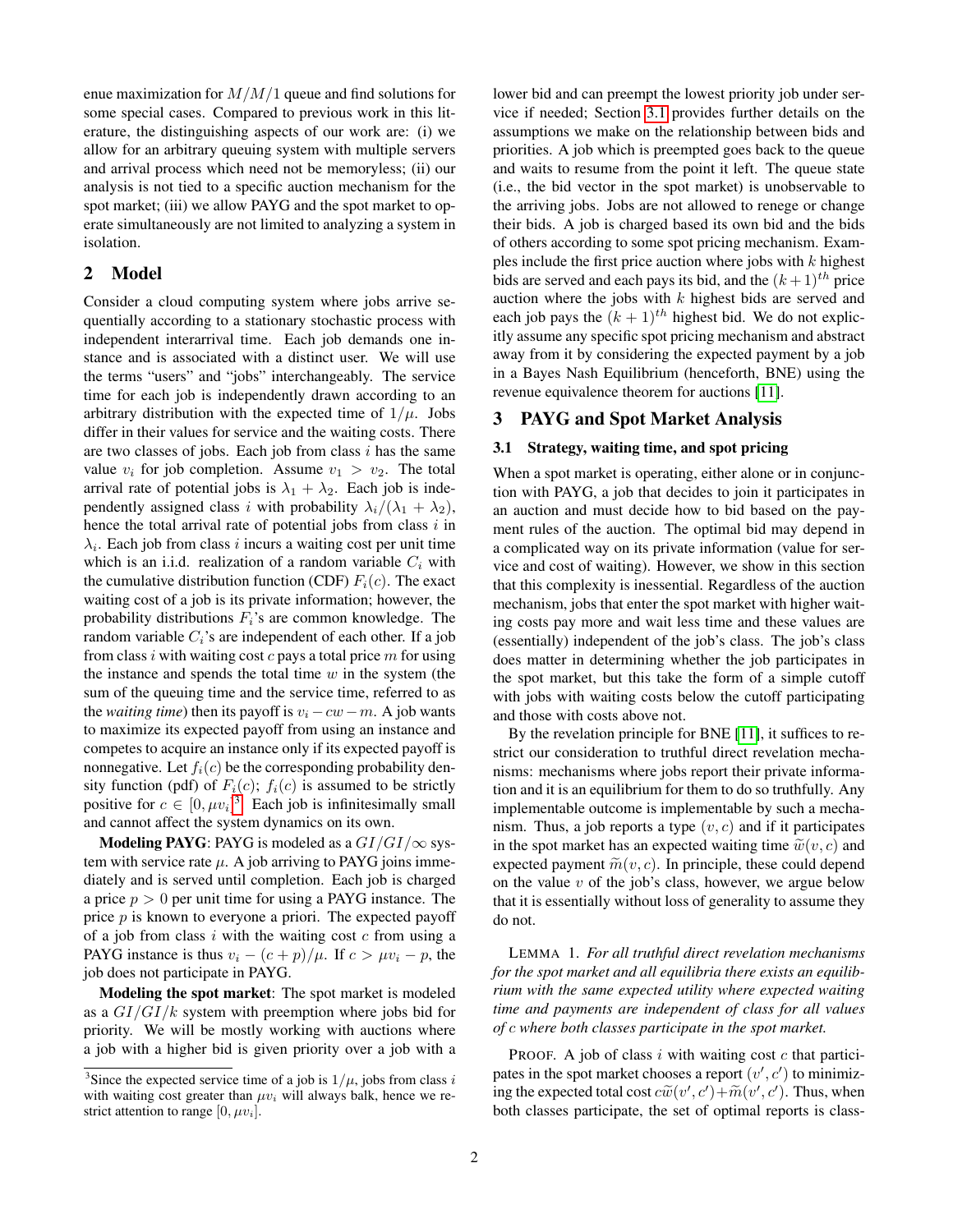enue maximization for $M/M/1$ queue and find solutions for some special cases. Compared to previous work in this literature, the distinguishing aspects of our work are: (i) we allow for an arbitrary queuing system with multiple servers and arrival process which need not be memoryless; (ii) our analysis is not tied to a specific auction mechanism for the spot market; (iii) we allow PAYG and the spot market to operate simultaneously are not limited to analyzing a system in isolation.

## 2 Model

Consider a cloud computing system where jobs arrive sequentially according to a stationary stochastic process with independent interarrival time. Each job demands one instance and is associated with a distinct user. We will use the terms "users" and "jobs" interchangeably. The service time for each job is independently drawn according to an arbitrary distribution with the expected time of $1/\mu$. Jobs differ in their values for service and the waiting costs. There are two classes of jobs. Each job from class $i$ has the same value $v_i$ for job completion. Assume $v_1 > v_2$. The total arrival rate of potential jobs is $\lambda_1 + \lambda_2$. Each job is independently assigned class $i$ with probability $\lambda_i/(\lambda_1 + \lambda_2)$, hence the total arrival rate of potential jobs from class $i$ in $\lambda_i$. Each job from class $i$ incurs a waiting cost per unit time which is an i.i.d. realization of a random variable $C_i$ with the cumulative distribution function (CDF) $F_i(c)$. The exact waiting cost of a job is its private information; however, the probability distributions $F_i$'s are common knowledge. The random variable $C_i$'s are independent of each other. If a job from class $i$ with waiting cost $c$ pays a total price $m$ for using the instance and spends the total time $w$ in the system (the sum of the queuing time and the service time, referred to as the *waiting time*) then its payoff is $v_i - cw - m$. A job wants to maximize its expected payoff from using an instance and competes to acquire an instance only if its expected payoff is nonnegative. Let $f_i(c)$ be the corresponding probability density function (pdf) of $F_i(c)$; $f_i(c)$ is assumed to be strictly positive for $c \in [0, \mu v_i]$.[3] Each job is infinitesimally small and cannot affect the system dynamics on its own.

**Modeling PAYG**: PAYG is modeled as a $GI/GI/\infty$ system with service rate $\mu$. A job arriving to PAYG joins immediately and is served until completion. Each job is charged a price $p > 0$ per unit time for using a PAYG instance. The price $p$ is known to everyone a priori. The expected payoff of a job from class $i$ with the waiting cost $c$ from using a PAYG instance is thus $v_i - (c + p)/\mu$. If $c > \mu v_i - p$, the job does not participate in PAYG.

**Modeling the spot market**: The spot market is modeled as a $GI/GI/k$ system with preemption where jobs bid for priority. We will be mostly working with auctions where a job with a higher bid is given priority over a job with a lower bid and can preempt the lowest priority job under service if needed; Section 3.1 provides further details on the assumptions we make on the relationship between bids and priorities. A job which is preempted goes back to the queue and waits to resume from the point it left. The queue state (i.e., the bid vector in the spot market) is unobservable to the arriving jobs. Jobs are not allowed to renege or change their bids. A job is charged based its own bid and the bids of others according to some spot pricing mechanism. Examples include the first price auction where jobs with $k$ highest bids are served and each pays its bid, and the $(k+1)^{th}$ price auction where the jobs with $k$ highest bids are served and each job pays the $(k+1)^{th}$ highest bid. We do not explicitly assume any specific spot pricing mechanism and abstract away from it by considering the expected payment by a job in a Bayes Nash Equilibrium (henceforth, BNE) using the revenue equivalence theorem for auctions [11].

[3] Since the expected service time of a job is $1/\mu$, jobs from class $i$ with waiting cost greater than $\mu v_i$ will always balk, hence we restrict attention to range $[0, \mu v_i]$.

## 3 PAYG and Spot Market Analysis

### 3.1 Strategy, waiting time, and spot pricing

When a spot market is operating, either alone or in conjunction with PAYG, a job that decides to join it participates in an auction and must decide how to bid based on the payment rules of the auction. The optimal bid may depend in a complicated way on its private information (value for service and cost of waiting). However, we show in this section that this complexity is inessential. Regardless of the auction mechanism, jobs that enter the spot market with higher waiting costs pay more and wait less time and these values are (essentially) independent of the job's class. The job's class does matter in determining whether the job participates in the spot market, but this take the form of a simple cutoff with jobs with waiting costs below the cutoff participating and those with costs above not.

By the revelation principle for BNE [11], it suffices to restrict our consideration to truthful direct revelation mechanisms: mechanisms where jobs report their private information and it is an equilibrium for them to do so truthfully. Any implementable outcome is implementable by such a mechanism. Thus, a job reports a type $(v, c)$ and if it participates in the spot market has an expected waiting time $\widetilde{w}(v, c)$ and expected payment $\widetilde{m}(v, c)$. In principle, these could depend on the value $v$ of the job's class, however, we argue below that it is essentially without loss of generality to assume they do not.

LEMMA 1. *For all truthful direct revelation mechanisms for the spot market and all equilibria there exists an equilibrium with the same expected utility where expected waiting time and payments are independent of class for all values of $c$ where both classes participate in the spot market.*

PROOF. A job of class $i$ with waiting cost $c$ that participates in the spot market chooses a report $(v', c')$ to minimizing the expected total cost $c\widetilde{w}(v', c') + \widetilde{m}(v', c')$. Thus, when both classes participate, the set of optimal reports is class-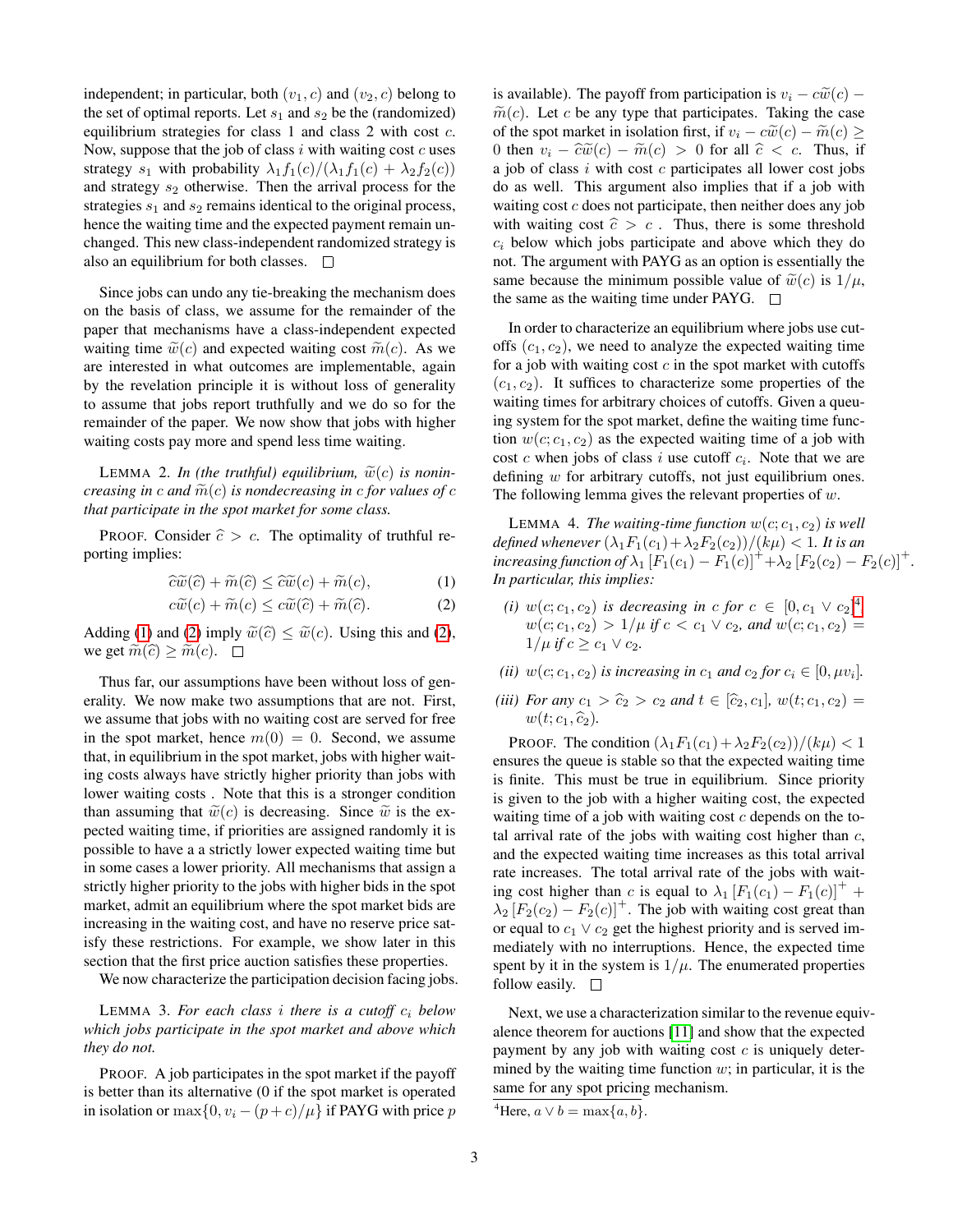independent; in particular, both $(v_1, c)$ and $(v_2, c)$ belong to the set of optimal reports. Let $s_1$ and $s_2$ be the (randomized) equilibrium strategies for class 1 and class 2 with cost $c$. Now, suppose that the job of class $i$ with waiting cost $c$ uses strategy $s_1$ with probability $\lambda_1 f_1(c)/(\lambda_1 f_1(c) + \lambda_2 f_2(c))$ and strategy $s_2$ otherwise. Then the arrival process for the strategies $s_1$ and $s_2$ remains identical to the original process, hence the waiting time and the expected payment remain unchanged. This new class-independent randomized strategy is also an equilibrium for both classes. $\square$

Since jobs can undo any tie-breaking the mechanism does on the basis of class, we assume for the remainder of the paper that mechanisms have a class-independent expected waiting time $\widetilde{w}(c)$ and expected waiting cost $\widetilde{m}(c)$. As we are interested in what outcomes are implementable, again by the revelation principle it is without loss of generality to assume that jobs report truthfully and we do so for the remainder of the paper. We now show that jobs with higher waiting costs pay more and spend less time waiting.

LEMMA 2. *In (the truthful) equilibrium, $\widetilde{w}(c)$ is nonincreasing in $c$ and $\widetilde{m}(c)$ is nondecreasing in $c$ for values of $c$ that participate in the spot market for some class.*

PROOF. Consider $\widehat{c} > c$. The optimality of truthful reporting implies:

$$\widehat{c}\widetilde{w}(\widehat{c}) + \widetilde{m}(\widehat{c}) \le \widehat{c}\widetilde{w}(c) + \widetilde{m}(c), \tag{1}$$

$$c\widetilde{w}(c) + \widetilde{m}(c) \le c\widetilde{w}(\widehat{c}) + \widetilde{m}(\widehat{c}). \tag{2}$$

Adding (1) and (2) imply $\widetilde{w}(\widehat{c}) \le \widetilde{w}(c)$. Using this and (2), we get $\widetilde{m}(\widehat{c}) \ge \widetilde{m}(c)$. $\square$

Thus far, our assumptions have been without loss of generality. We now make two assumptions that are not. First, we assume that jobs with no waiting cost are served for free in the spot market, hence $m(0) = 0$. Second, we assume that, in equilibrium in the spot market, jobs with higher waiting costs always have strictly higher priority than jobs with lower waiting costs . Note that this is a stronger condition than assuming that $\widetilde{w}(c)$ is decreasing. Since $\widetilde{w}$ is the expected waiting time, if priorities are assigned randomly it is possible to have a a strictly lower expected waiting time but in some cases a lower priority. All mechanisms that assign a strictly higher priority to the jobs with higher bids in the spot market, admit an equilibrium where the spot market bids are increasing in the waiting cost, and have no reserve price satisfy these restrictions. For example, we show later in this section that the first price auction satisfies these properties.

We now characterize the participation decision facing jobs.

LEMMA 3. *For each class $i$ there is a cutoff $c_i$ below which jobs participate in the spot market and above which they do not.*

PROOF. A job participates in the spot market if the payoff is better than its alternative (0 if the spot market is operated in isolation or $\max\{0, v_i - (p+c)/\mu\}$ if PAYG with price $p$ is available). The payoff from participation is $v_i - c\widetilde{w}(c) - \widetilde{m}(c)$. Let $c$ be any type that participates. Taking the case of the spot market in isolation first, if $v_i - c\widetilde{w}(c) - \widetilde{m}(c) \ge 0$ then $v_i - \widehat{c}\widetilde{w}(c) - \widetilde{m}(c) > 0$ for all $\widehat{c} < c$. Thus, if a job of class $i$ with cost $c$ participates all lower cost jobs do as well. This argument also implies that if a job with waiting cost $c$ does not participate, then neither does any job with waiting cost $\widehat{c} > c$ . Thus, there is some threshold $c_i$ below which jobs participate and above which they do not. The argument with PAYG as an option is essentially the same because the minimum possible value of $\widetilde{w}(c)$ is $1/\mu$, the same as the waiting time under PAYG. $\square$

In order to characterize an equilibrium where jobs use cutoffs $(c_1, c_2)$, we need to analyze the expected waiting time for a job with waiting cost $c$ in the spot market with cutoffs $(c_1, c_2)$. It suffices to characterize some properties of the waiting times for arbitrary choices of cutoffs. Given a queuing system for the spot market, define the waiting time function $w(c; c_1, c_2)$ as the expected waiting time of a job with cost $c$ when jobs of class $i$ use cutoff $c_i$. Note that we are defining $w$ for arbitrary cutoffs, not just equilibrium ones. The following lemma gives the relevant properties of $w$.

LEMMA 4. *The waiting-time function $w(c; c_1, c_2)$ is well defined whenever $(\lambda_1 F_1(c_1) + \lambda_2 F_2(c_2))/(k\mu) < 1$. It is an increasing function of $\lambda_1 [F_1(c_1) - F_1(c)]^+ + \lambda_2 [F_2(c_2) - F_2(c)]^+$. In particular, this implies:*

*(i) $w(c; c_1, c_2)$ is decreasing in $c$ for $c \in [0, c_1 \vee c_2]$[4], $w(c; c_1, c_2) > 1/\mu$ if $c < c_1 \vee c_2$, and $w(c; c_1, c_2) = 1/\mu$ if $c \ge c_1 \vee c_2$.*

*(ii) $w(c; c_1, c_2)$ is increasing in $c_1$ and $c_2$ for $c_i \in [0, \mu v_i]$.*

*(iii) For any $c_1 > \widehat{c}_2 > c_2$ and $t \in [\widehat{c}_2, c_1]$, $w(t; c_1, c_2) = w(t; c_1, \widehat{c}_2)$.*

PROOF. The condition $(\lambda_1 F_1(c_1) + \lambda_2 F_2(c_2))/(k\mu) < 1$ ensures the queue is stable so that the expected waiting time is finite. This must be true in equilibrium. Since priority is given to the job with a higher waiting cost, the expected waiting time of a job with waiting cost $c$ depends on the total arrival rate of the jobs with waiting cost higher than $c$, and the expected waiting time increases as this total arrival rate increases. The total arrival rate of the jobs with waiting cost higher than $c$ is equal to $\lambda_1 [F_1(c_1) - F_1(c)]^+ + \lambda_2 [F_2(c_2) - F_2(c)]^+$. The job with waiting cost great than or equal to $c_1 \vee c_2$ get the highest priority and is served immediately with no interruptions. Hence, the expected time spent by it in the system is $1/\mu$. The enumerated properties follow easily. $\square$

Next, we use a characterization similar to the revenue equivalence theorem for auctions [11] and show that the expected payment by any job with waiting cost $c$ is uniquely determined by the waiting time function $w$; in particular, it is the same for any spot pricing mechanism.

[4] Here, $a \vee b = \max\{a, b\}$.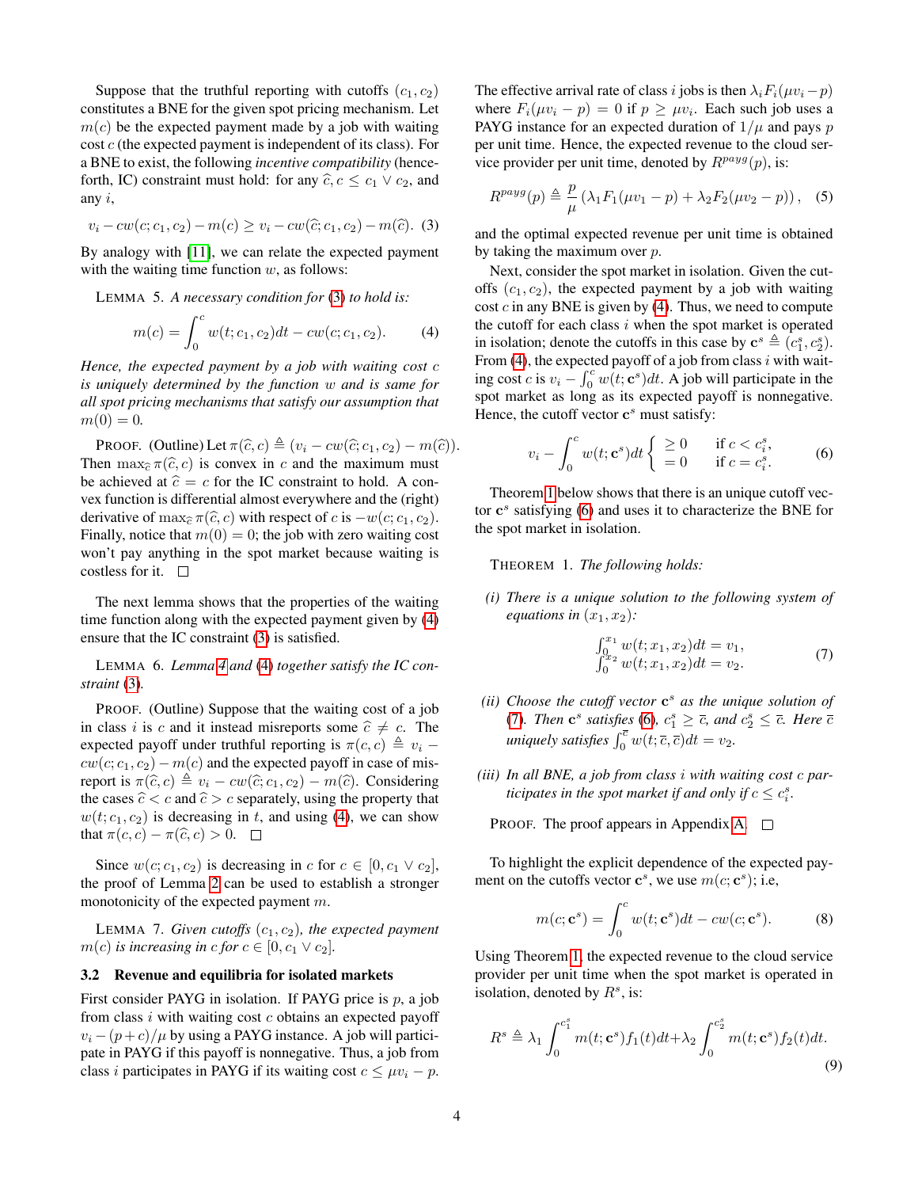Suppose that the truthful reporting with cutoffs $(c_1, c_2)$ constitutes a BNE for the given spot pricing mechanism. Let $m(c)$ be the expected payment made by a job with waiting cost $c$ (the expected payment is independent of its class). For a BNE to exist, the following *incentive compatibility* (henceforth, IC) constraint must hold: for any $\widehat{c}, c \le c_1 \vee c_2$, and any $i$,

$$v_i - cw(c; c_1, c_2) - m(c) \ge v_i - cw(\widehat{c}; c_1, c_2) - m(\widehat{c}). \quad (3)$$

By analogy with [11], we can relate the expected payment with the waiting time function $w$, as follows:

LEMMA 5. *A necessary condition for (3) to hold is:*

$$m(c) = \int_0^c w(t; c_1, c_2)dt - cw(c; c_1, c_2). \quad (4)$$

*Hence, the expected payment by a job with waiting cost $c$ is uniquely determined by the function $w$ and is same for all spot pricing mechanisms that satisfy our assumption that $m(0) = 0$.*

PROOF. (Outline) Let $\pi(\widehat{c}, c) \triangleq (v_i - cw(\widehat{c}; c_1, c_2) - m(\widehat{c}))$. Then $\max_{\widehat{c}} \pi(\widehat{c}, c)$ is convex in $c$ and the maximum must be achieved at $\widehat{c} = c$ for the IC constraint to hold. A convex function is differential almost everywhere and the (right) derivative of $\max_{\widehat{c}} \pi(\widehat{c}, c)$ with respect of $c$ is $-w(c; c_1, c_2)$. Finally, notice that $m(0) = 0$; the job with zero waiting cost won't pay anything in the spot market because waiting is costless for it. □

The next lemma shows that the properties of the waiting time function along with the expected payment given by (4) ensure that the IC constraint (3) is satisfied.

LEMMA 6. *Lemma 4 and (4) together satisfy the IC constraint (3).*

PROOF. (Outline) Suppose that the waiting cost of a job in class $i$ is $c$ and it instead misreports some $\widehat{c} \ne c$. The expected payoff under truthful reporting is $\pi(c, c) \triangleq v_i - cw(c; c_1, c_2) - m(c)$ and the expected payoff in case of misreport is $\pi(\widehat{c}, c) \triangleq v_i - cw(\widehat{c}; c_1, c_2) - m(\widehat{c})$. Considering the cases $\widehat{c} < c$ and $\widehat{c} > c$ separately, using the property that $w(t; c_1, c_2)$ is decreasing in $t$, and using (4), we can show that $\pi(c, c) - \pi(\widehat{c}, c) > 0$. □

Since $w(c; c_1, c_2)$ is decreasing in $c$ for $c \in [0, c_1 \vee c_2]$, the proof of Lemma 2 can be used to establish a stronger monotonicity of the expected payment $m$.

LEMMA 7. *Given cutoffs $(c_1, c_2)$, the expected payment $m(c)$ is increasing in $c$ for $c \in [0, c_1 \vee c_2]$.*

### 3.2 Revenue and equilibria for isolated markets

First consider PAYG in isolation. If PAYG price is $p$, a job from class $i$ with waiting cost $c$ obtains an expected payoff $v_i - (p + c)/\mu$ by using a PAYG instance. A job will participate in PAYG if this payoff is nonnegative. Thus, a job from class $i$ participates in PAYG if its waiting cost $c \le \mu v_i - p$. The effective arrival rate of class $i$ jobs is then $\lambda_i F_i(\mu v_i - p)$ where $F_i(\mu v_i - p) = 0$ if $p \ge \mu v_i$. Each such job uses a PAYG instance for an expected duration of $1/\mu$ and pays $p$ per unit time. Hence, the expected revenue to the cloud service provider per unit time, denoted by $R^{payg}(p)$, is:

$$R^{payg}(p) \triangleq \frac{p}{\mu} \left( \lambda_1 F_1(\mu v_1 - p) + \lambda_2 F_2(\mu v_2 - p) \right), \quad (5)$$

and the optimal expected revenue per unit time is obtained by taking the maximum over $p$.

Next, consider the spot market in isolation. Given the cutoffs $(c_1, c_2)$, the expected payment by a job with waiting cost $c$ in any BNE is given by (4). Thus, we need to compute the cutoff for each class $i$ when the spot market is operated in isolation; denote the cutoffs in this case by $\mathbf{c}^s \triangleq (c_1^s, c_2^s)$. From (4), the expected payoff of a job from class $i$ with waiting cost $c$ is $v_i - \int_0^c w(t; \mathbf{c}^s)dt$. A job will participate in the spot market as long as its expected payoff is nonnegative. Hence, the cutoff vector $\mathbf{c}^s$ must satisfy:

$$v_i - \int_0^c w(t; \mathbf{c}^s)dt \begin{cases} \ge 0 & \text{if } c < c_i^s, \\ = 0 & \text{if } c = c_i^s. \end{cases} \quad (6)$$

Theorem 1 below shows that there is an unique cutoff vector $\mathbf{c}^s$ satisfying (6) and uses it to characterize the BNE for the spot market in isolation.

THEOREM 1. *The following holds:*

*(i) There is a unique solution to the following system of equations in $(x_1, x_2)$:*

$$\begin{aligned} \textstyle\int_0^{x_1} w(t; x_1, x_2)dt &= v_1, \\ \textstyle\int_0^{x_2} w(t; x_1, x_2)dt &= v_2. \end{aligned} \quad (7)$$

*(ii) Choose the cutoff vector $\mathbf{c}^s$ as the unique solution of (7). Then $\mathbf{c}^s$ satisfies (6), $c_1^s \ge \bar{c}$, and $c_2^s \le \bar{c}$. Here $\bar{c}$ uniquely satisfies $\int_0^{\bar{c}} w(t; \bar{c}, \bar{c})dt = v_2$.*

*(iii) In all BNE, a job from class $i$ with waiting cost $c$ participates in the spot market if and only if $c \le c_i^s$.*

PROOF. The proof appears in Appendix A. □

To highlight the explicit dependence of the expected payment on the cutoffs vector $\mathbf{c}^s$, we use $m(c; \mathbf{c}^s)$; i.e,

$$m(c; \mathbf{c}^s) = \int_0^c w(t; \mathbf{c}^s)dt - cw(c; \mathbf{c}^s). \quad (8)$$

Using Theorem 1, the expected revenue to the cloud service provider per unit time when the spot market is operated in isolation, denoted by $R^s$, is:

$$R^s \triangleq \lambda_1 \int_0^{c_1^s} m(t; \mathbf{c}^s) f_1(t)dt + \lambda_2 \int_0^{c_2^s} m(t; \mathbf{c}^s) f_2(t)dt. \quad (9)$$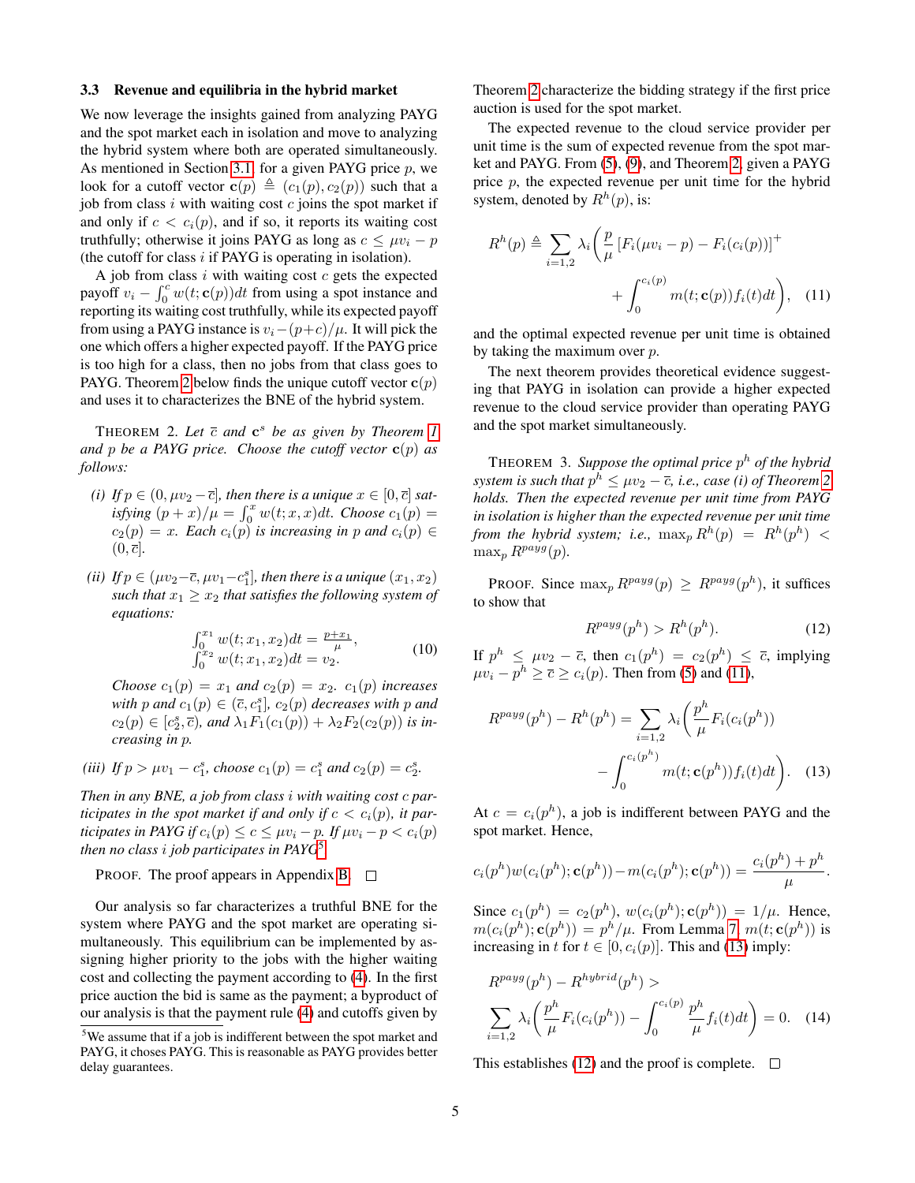### 3.3 Revenue and equilibria in the hybrid market

We now leverage the insights gained from analyzing PAYG and the spot market each in isolation and move to analyzing the hybrid system where both are operated simultaneously. As mentioned in Section 3.1, for a given PAYG price $p$, we look for a cutoff vector $\mathbf{c}(p) \triangleq (c_1(p), c_2(p))$ such that a job from class $i$ with waiting cost $c$ joins the spot market if and only if $c < c_i(p)$, and if so, it reports its waiting cost truthfully; otherwise it joins PAYG as long as $c \leq \mu v_i - p$ (the cutoff for class $i$ if PAYG is operating in isolation).

A job from class $i$ with waiting cost $c$ gets the expected payoff $v_i - \int_0^c w(t; \mathbf{c}(p))dt$ from using a spot instance and reporting its waiting cost truthfully, while its expected payoff from using a PAYG instance is $v_i - (p+c)/\mu$. It will pick the one which offers a higher expected payoff. If the PAYG price is too high for a class, then no jobs from that class goes to PAYG. Theorem 2 below finds the unique cutoff vector $\mathbf{c}(p)$ and uses it to characterizes the BNE of the hybrid system.

THEOREM 2. *Let $\bar{c}$ and $\mathbf{c}^s$ be as given by Theorem 1 and $p$ be a PAYG price. Choose the cutoff vector $\mathbf{c}(p)$ as follows:*

*(i) If $p \in (0, \mu v_2 - \bar{c}]$, then there is a unique $x \in [0, \bar{c}]$ satisfying $(p + x)/\mu = \int_0^x w(t; x, x)dt$. Choose $c_1(p) = c_2(p) = x$. Each $c_i(p)$ is increasing in $p$ and $c_i(p) \in (0, \bar{c}]$.*

*(ii) If $p \in (\mu v_2 - \bar{c}, \mu v_1 - c_1^s]$, then there is a unique $(x_1, x_2)$ such that $x_1 \geq x_2$ that satisfies the following system of equations:*

$$\begin{aligned} \int_0^{x_1} w(t; x_1, x_2)dt &= \frac{p+x_1}{\mu}, \\ \int_0^{x_2} w(t; x_1, x_2)dt &= v_2. \end{aligned} \tag{10}$$

*Choose $c_1(p) = x_1$ and $c_2(p) = x_2$. $c_1(p)$ increases with $p$ and $c_1(p) \in (\bar{c}, c_1^s]$, $c_2(p)$ decreases with $p$ and $c_2(p) \in [c_2^s, \bar{c})$, and $\lambda_1 F_1(c_1(p)) + \lambda_2 F_2(c_2(p))$ is increasing in $p$.*

*(iii) If $p > \mu v_1 - c_1^s$, choose $c_1(p) = c_1^s$ and $c_2(p) = c_2^s$.*

*Then in any BNE, a job from class $i$ with waiting cost $c$ participates in the spot market if and only if $c < c_i(p)$, it participates in PAYG if $c_i(p) \leq c \leq \mu v_i - p$. If $\mu v_i - p < c_i(p)$ then no class $i$ job participates in PAYG*[5].

PROOF. The proof appears in Appendix B. $\square$

Our analysis so far characterizes a truthful BNE for the system where PAYG and the spot market are operating simultaneously. This equilibrium can be implemented by assigning higher priority to the jobs with the higher waiting cost and collecting the payment according to (4). In the first price auction the bid is same as the payment; a byproduct of our analysis is that the payment rule (4) and cutoffs given by Theorem 2 characterize the bidding strategy if the first price auction is used for the spot market.

The expected revenue to the cloud service provider per unit time is the sum of expected revenue from the spot market and PAYG. From (5), (9), and Theorem 2, given a PAYG price $p$, the expected revenue per unit time for the hybrid system, denoted by $R^h(p)$, is:

$$R^h(p) \triangleq \sum_{i=1,2} \lambda_i \bigg( \frac{p}{\mu} \left[ F_i(\mu v_i - p) - F_i(c_i(p)) \right]^+ + \int_0^{c_i(p)} m(t; \mathbf{c}(p)) f_i(t) dt \bigg), \tag{11}$$

and the optimal expected revenue per unit time is obtained by taking the maximum over $p$.

The next theorem provides theoretical evidence suggesting that PAYG in isolation can provide a higher expected revenue to the cloud service provider than operating PAYG and the spot market simultaneously.

THEOREM 3. *Suppose the optimal price $p^h$ of the hybrid system is such that $p^h \leq \mu v_2 - \bar{c}$, i.e., case (i) of Theorem 2 holds. Then the expected revenue per unit time from PAYG in isolation is higher than the expected revenue per unit time from the hybrid system; i.e., $\max_p R^h(p) = R^h(p^h) < \max_p R^{payg}(p)$.*

PROOF. Since $\max_p R^{payg}(p) \geq R^{payg}(p^h)$, it suffices to show that

$$R^{payg}(p^h) > R^h(p^h). \tag{12}$$

If $p^h \leq \mu v_2 - \bar{c}$, then $c_1(p^h) = c_2(p^h) \leq \bar{c}$, implying $\mu v_i - p^h \geq \bar{c} \geq c_i(p)$. Then from (5) and (11),

$$R^{payg}(p^h) - R^h(p^h) = \sum_{i=1,2} \lambda_i \bigg( \frac{p^h}{\mu} F_i(c_i(p^h)) - \int_0^{c_i(p^h)} m(t; \mathbf{c}(p^h)) f_i(t) dt \bigg). \tag{13}$$

At $c = c_i(p^h)$, a job is indifferent between PAYG and the spot market. Hence,

$$c_i(p^h) w(c_i(p^h); \mathbf{c}(p^h)) - m(c_i(p^h); \mathbf{c}(p^h)) = \frac{c_i(p^h) + p^h}{\mu}.$$

Since $c_1(p^h) = c_2(p^h)$, $w(c_i(p^h); \mathbf{c}(p^h)) = 1/\mu$. Hence, $m(c_i(p^h); \mathbf{c}(p^h)) = p^h/\mu$. From Lemma 7, $m(t; \mathbf{c}(p^h))$ is increasing in $t$ for $t \in [0, c_i(p)]$. This and (13) imply:

$$R^{payg}(p^h) - R^{hybrid}(p^h) > \sum_{i=1,2} \lambda_i \bigg( \frac{p^h}{\mu} F_i(c_i(p^h)) - \int_0^{c_i(p)} \frac{p^h}{\mu} f_i(t) dt \bigg) = 0. \tag{14}$$

This establishes (12) and the proof is complete. $\square$

[5] We assume that if a job is indifferent between the spot market and PAYG, it choses PAYG. This is reasonable as PAYG provides better delay guarantees.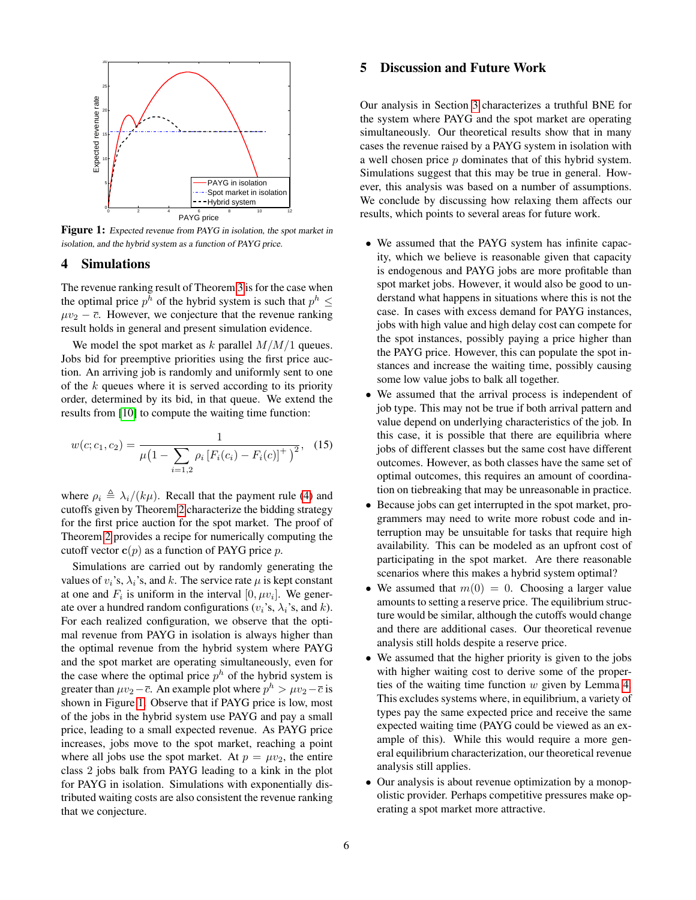Expected revenue rate

PAYG price

0 2 4 6 8 10 12

0 5 10 15 20 25 30

PAYG in isolation
Spot market in isolation
Hybrid system

**Figure 1:** *Expected revenue from PAYG in isolation, the spot market in isolation, and the hybrid system as a function of PAYG price.*

## 4 Simulations

The revenue ranking result of Theorem 3 is for the case when the optimal price $p^h$ of the hybrid system is such that $p^h \le \mu v_2 - \bar{c}$. However, we conjecture that the revenue ranking result holds in general and present simulation evidence.

We model the spot market as $k$ parallel $M/M/1$ queues. Jobs bid for preemptive priorities using the first price auction. An arriving job is randomly and uniformly sent to one of the $k$ queues where it is served according to its priority order, determined by its bid, in that queue. We extend the results from [10] to compute the waiting time function:

$$w(c; c_1, c_2) = \frac{1}{\mu\left(1 - \sum_{i=1,2} \rho_i \left[F_i(c_i) - F_i(c)\right]^+\right)^2}, \quad (15)$$

where $\rho_i \triangleq \lambda_i/(k\mu)$. Recall that the payment rule (4) and cutoffs given by Theorem 2 characterize the bidding strategy for the first price auction for the spot market. The proof of Theorem 2 provides a recipe for numerically computing the cutoff vector $\mathbf{c}(p)$ as a function of PAYG price $p$.

Simulations are carried out by randomly generating the values of $v_i$'s, $\lambda_i$'s, and $k$. The service rate $\mu$ is kept constant at one and $F_i$ is uniform in the interval $[0, \mu v_i]$. We generate over a hundred random configurations ($v_i$'s, $\lambda_i$'s, and $k$). For each realized configuration, we observe that the optimal revenue from PAYG in isolation is always higher than the optimal revenue from the hybrid system where PAYG and the spot market are operating simultaneously, even for the case where the optimal price $p^h$ of the hybrid system is greater than $\mu v_2 - \bar{c}$. An example plot where $p^h > \mu v_2 - \bar{c}$ is shown in Figure 1. Observe that if PAYG price is low, most of the jobs in the hybrid system use PAYG and pay a small price, leading to a small expected revenue. As PAYG price increases, jobs move to the spot market, reaching a point where all jobs use the spot market. At $p = \mu v_2$, the entire class 2 jobs balk from PAYG leading to a kink in the plot for PAYG in isolation. Simulations with exponentially distributed waiting costs are also consistent the revenue ranking that we conjecture.

## 5 Discussion and Future Work

Our analysis in Section 3 characterizes a truthful BNE for the system where PAYG and the spot market are operating simultaneously. Our theoretical results show that in many cases the revenue raised by a PAYG system in isolation with a well chosen price $p$ dominates that of this hybrid system. Simulations suggest that this may be true in general. However, this analysis was based on a number of assumptions. We conclude by discussing how relaxing them affects our results, which points to several areas for future work.

- We assumed that the PAYG system has infinite capacity, which we believe is reasonable given that capacity is endogenous and PAYG jobs are more profitable than spot market jobs. However, it would also be good to understand what happens in situations where this is not the case. In cases with excess demand for PAYG instances, jobs with high value and high delay cost can compete for the spot instances, possibly paying a price higher than the PAYG price. However, this can populate the spot instances and increase the waiting time, possibly causing some low value jobs to balk all together.
- We assumed that the arrival process is independent of job type. This may not be true if both arrival pattern and value depend on underlying characteristics of the job. In this case, it is possible that there are equilibria where jobs of different classes but the same cost have different outcomes. However, as both classes have the same set of optimal outcomes, this requires an amount of coordination on tiebreaking that may be unreasonable in practice.
- Because jobs can get interrupted in the spot market, programmers may need to write more robust code and interruption may be unsuitable for tasks that require high availability. This can be modeled as an upfront cost of participating in the spot market. Are there reasonable scenarios where this makes a hybrid system optimal?
- We assumed that $m(0) = 0$. Choosing a larger value amounts to setting a reserve price. The equilibrium structure would be similar, although the cutoffs would change and there are additional cases. Our theoretical revenue analysis still holds despite a reserve price.
- We assumed that the higher priority is given to the jobs with higher waiting cost to derive some of the properties of the waiting time function $w$ given by Lemma 4. This excludes systems where, in equilibrium, a variety of types pay the same expected price and receive the same expected waiting time (PAYG could be viewed as an example of this). While this would require a more general equilibrium characterization, our theoretical revenue analysis still applies.
- Our analysis is about revenue optimization by a monopolistic provider. Perhaps competitive pressures make operating a spot market more attractive.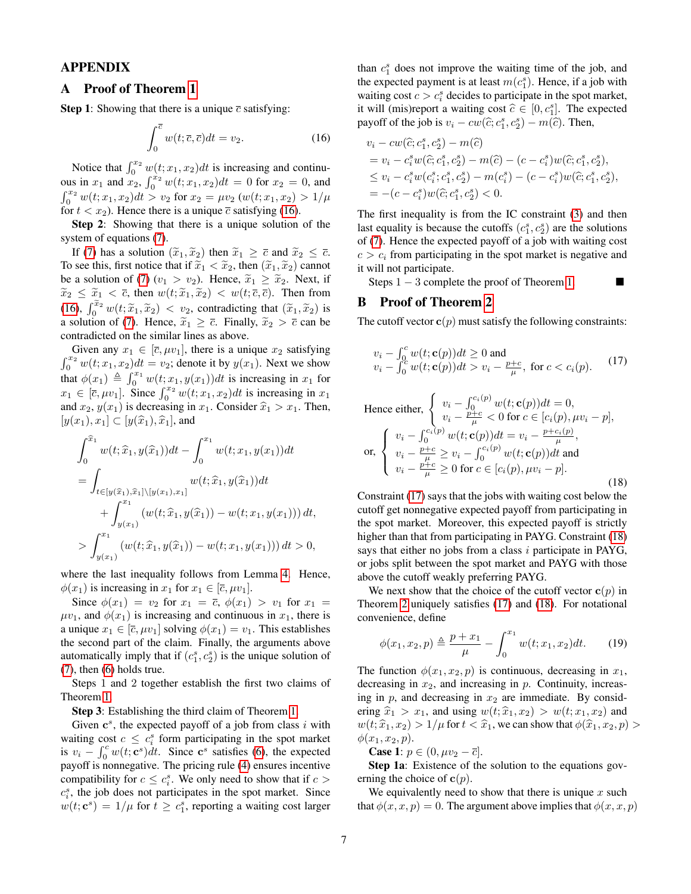## APPENDIX

### A Proof of Theorem 1

**Step 1**: Showing that there is a unique $\overline{c}$ satisfying:

$$\int_0^{\overline{c}} w(t;\overline{c},\overline{c})dt = v_2. \tag{16}$$

Notice that $\int_0^{x_2} w(t;x_1,x_2)dt$ is increasing and continuous in $x_1$ and $x_2$, $\int_0^{x_2} w(t;x_1,x_2)dt = 0$ for $x_2 = 0$, and $\int_0^{x_2} w(t;x_1,x_2)dt > v_2$ for $x_2 = \mu v_2$ ($w(t;x_1,x_2) > 1/\mu$ for $t < x_2$). Hence there is a unique $\overline{c}$ satisfying (16).

**Step 2**: Showing that there is a unique solution of the system of equations (7).

If (7) has a solution $(\widetilde{x}_1, \widetilde{x}_2)$ then $\widetilde{x}_1 \geq \overline{c}$ and $\widetilde{x}_2 \leq \overline{c}$. To see this, first notice that if $\widetilde{x}_1 < \widetilde{x}_2$, then $(\widetilde{x}_1, \widetilde{x}_2)$ cannot be a solution of (7) ($v_1 > v_2$). Hence, $\widetilde{x}_1 \geq \widetilde{x}_2$. Next, if $\widetilde{x}_2 \leq \widetilde{x}_1 < \overline{c}$, then $w(t;\widetilde{x}_1,\widetilde{x}_2) < w(t;\overline{c},\overline{c})$. Then from (16), $\int_0^{\widetilde{x}_2} w(t;\widetilde{x}_1,\widetilde{x}_2) < v_2$, contradicting that $(\widetilde{x}_1, \widetilde{x}_2)$ is a solution of (7). Hence, $\widetilde{x}_1 \geq \overline{c}$. Finally, $\widetilde{x}_2 > \overline{c}$ can be contradicted on the similar lines as above.

Given any $x_1 \in [\overline{c}, \mu v_1]$, there is a unique $x_2$ satisfying $\int_0^{x_2} w(t;x_1,x_2)dt = v_2$; denote it by $y(x_1)$. Next we show that $\phi(x_1) \triangleq \int_0^{x_1} w(t;x_1,y(x_1))dt$ is increasing in $x_1$ for $x_1 \in [\overline{c}, \mu v_1]$. Since $\int_0^{x_2} w(t;x_1,x_2)dt$ is increasing in $x_1$ and $x_2$, $y(x_1)$ is decreasing in $x_1$. Consider $\widehat{x}_1 > x_1$. Then, $[y(x_1), x_1] \subset [y(\widehat{x}_1), \widehat{x}_1]$, and

$$\begin{aligned}
&\int_0^{\widehat{x}_1} w(t;\widehat{x}_1,y(\widehat{x}_1))dt - \int_0^{x_1} w(t;x_1,y(x_1))dt \\
&= \int_{t\in[y(\widehat{x}_1),\widehat{x}_1]\setminus[y(x_1),x_1]} w(t;\widehat{x}_1,y(\widehat{x}_1))dt \\
&\quad + \int_{y(x_1)}^{x_1} \left(w(t;\widehat{x}_1,y(\widehat{x}_1)) - w(t;x_1,y(x_1))\right)dt, \\
&> \int_{y(x_1)}^{x_1} \left(w(t;\widehat{x}_1,y(\widehat{x}_1)) - w(t;x_1,y(x_1))\right)dt > 0,
\end{aligned}$$

where the last inequality follows from Lemma 4. Hence, $\phi(x_1)$ is increasing in $x_1$ for $x_1 \in [\overline{c}, \mu v_1]$.

Since $\phi(x_1) = v_2$ for $x_1 = \overline{c}$, $\phi(x_1) > v_1$ for $x_1 = \mu v_1$, and $\phi(x_1)$ is increasing and continuous in $x_1$, there is a unique $x_1 \in [\overline{c}, \mu v_1]$ solving $\phi(x_1) = v_1$. This establishes the second part of the claim. Finally, the arguments above automatically imply that if $(c_1^s, c_2^s)$ is the unique solution of (7), then (6) holds true.

Steps 1 and 2 together establish the first two claims of Theorem 1.

**Step 3**: Establishing the third claim of Theorem 1.

Given $\mathbf{c}^s$, the expected payoff of a job from class $i$ with waiting cost $c \leq c_i^s$ form participating in the spot market is $v_i - \int_0^c w(t;\mathbf{c}^s)dt$. Since $\mathbf{c}^s$ satisfies (6), the expected payoff is nonnegative. The pricing rule (4) ensures incentive compatibility for $c \leq c_i^s$. We only need to show that if $c > c_i^s$, the job does not participates in the spot market. Since $w(t;\mathbf{c}^s) = 1/\mu$ for $t \geq c_1^s$, reporting a waiting cost larger than $c_1^s$ does not improve the waiting time of the job, and the expected payment is at least $m(c_1^s)$. Hence, if a job with waiting cost $c > c_i^s$ decides to participate in the spot market, it will (mis)report a waiting cost $\widehat{c} \in [0, c_1^s]$. The expected payoff of the job is $v_i - cw(\widehat{c};c_1^s,c_2^s) - m(\widehat{c})$. Then,

$$\begin{aligned}
&v_i - cw(\widehat{c};c_1^s,c_2^s) - m(\widehat{c}) \\
&= v_i - c_i^s w(\widehat{c};c_1^s,c_2^s) - m(\widehat{c}) - (c - c_i^s)w(\widehat{c};c_1^s,c_2^s), \\
&\leq v_i - c_i^s w(c_i^s;c_1^s,c_2^s) - m(c_i^s) - (c - c_i^s)w(\widehat{c};c_1^s,c_2^s), \\
&= -(c - c_i^s)w(\widehat{c};c_1^s,c_2^s) < 0.
\end{aligned}$$

The first inequality is from the IC constraint (3) and then last equality is because the cutoffs $(c_1^s, c_2^s)$ are the solutions of (7). Hence the expected payoff of a job with waiting cost $c > c_i$ from participating in the spot market is negative and it will not participate.

Steps $1-3$ complete the proof of Theorem 1. ■

### B Proof of Theorem 2

The cutoff vector $\mathbf{c}(p)$ must satisfy the following constraints:

$$\begin{aligned}
&v_i - \textstyle\int_0^c w(t;\mathbf{c}(p))dt \geq 0 \text{ and} \\
&v_i - \textstyle\int_0^c w(t;\mathbf{c}(p))dt > v_i - \frac{p+c}{\mu}, \text{ for } c < c_i(p).
\end{aligned} \tag{17}$$

$$\text{Hence either, } \begin{cases} v_i - \int_0^{c_i(p)} w(t;\mathbf{c}(p))dt = 0, \\ v_i - \frac{p+c}{\mu} < 0 \text{ for } c \in [c_i(p), \mu v_i - p], \end{cases}$$

$$\text{or, } \begin{cases} v_i - \int_0^{c_i(p)} w(t;\mathbf{c}(p))dt = v_i - \frac{p+c_i(p)}{\mu}, \\ v_i - \frac{p+c}{\mu} \geq v_i - \int_0^{c_i(p)} w(t;\mathbf{c}(p))dt \text{ and} \\ v_i - \frac{p+c}{\mu} \geq 0 \text{ for } c \in [c_i(p), \mu v_i - p]. \end{cases} \tag{18}$$

Constraint (17) says that the jobs with waiting cost below the cutoff get nonnegative expected payoff from participating in the spot market. Moreover, this expected payoff is strictly higher than that from participating in PAYG. Constraint (18) says that either no jobs from a class $i$ participate in PAYG, or jobs split between the spot market and PAYG with those above the cutoff weakly preferring PAYG.

We next show that the choice of the cutoff vector $\mathbf{c}(p)$ in Theorem 2 uniquely satisfies (17) and (18). For notational convenience, define

$$\phi(x_1,x_2,p) \triangleq \frac{p+x_1}{\mu} - \int_0^{x_1} w(t;x_1,x_2)dt. \tag{19}$$

The function $\phi(x_1,x_2,p)$ is continuous, decreasing in $x_1$, decreasing in $x_2$, and increasing in $p$. Continuity, increasing in $p$, and decreasing in $x_2$ are immediate. By considering $\widehat{x}_1 > x_1$, and using $w(t;\widehat{x}_1,x_2) > w(t;x_1,x_2)$ and $w(t;\widehat{x}_1,x_2) > 1/\mu$ for $t < \widehat{x}_1$, we can show that $\phi(\widehat{x}_1,x_2,p) > \phi(x_1,x_2,p)$.

**Case 1**: $p \in (0, \mu v_2 - \overline{c}]$.

**Step 1a**: Existence of the solution to the equations governing the choice of $\mathbf{c}(p)$.

We equivalently need to show that there is unique $x$ such that $\phi(x,x,p) = 0$. The argument above implies that $\phi(x,x,p)$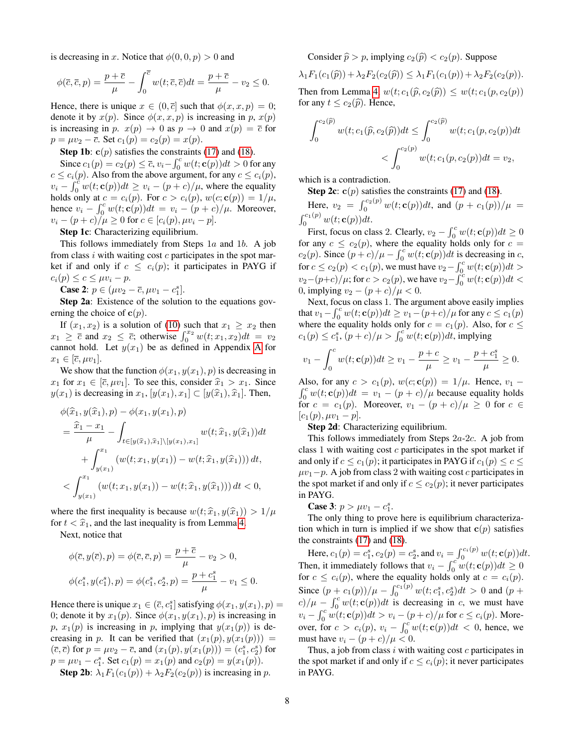is decreasing in $x$. Notice that $\phi(0, 0, p) > 0$ and

$$\phi(\bar{c}, \bar{c}, p) = \frac{p + \bar{c}}{\mu} - \int_0^{\bar{c}} w(t; \bar{c}, \bar{c}) dt = \frac{p + \bar{c}}{\mu} - v_2 \leq 0.$$

Hence, there is unique $x \in (0, \bar{c}]$ such that $\phi(x, x, p) = 0$; denote it by $x(p)$. Since $\phi(x, x, p)$ is increasing in $p$, $x(p)$ is increasing in $p$. $x(p) \to 0$ as $p \to 0$ and $x(p) = \bar{c}$ for $p = \mu v_2 - \bar{c}$. Set $c_1(p) = c_2(p) = x(p)$.

**Step 1b**: $\mathbf{c}(p)$ satisfies the constraints (17) and (18).

Since $c_1(p) = c_2(p) \leq \bar{c}$, $v_i - \int_0^c w(t; \mathbf{c}(p)) dt > 0$ for any $c \leq c_i(p)$. Also from the above argument, for any $c \leq c_i(p)$, $v_i - \int_0^c w(t; \mathbf{c}(p)) dt \geq v_i - (p + c)/\mu$, where the equality holds only at $c = c_i(p)$. For $c > c_i(p)$, $w(c; \mathbf{c}(p)) = 1/\mu$, hence $v_i - \int_0^c w(t; \mathbf{c}(p)) dt = v_i - (p + c)/\mu$. Moreover, $v_i - (p + c)/\mu \geq 0$ for $c \in [c_i(p), \mu v_i - p]$.

**Step 1c**: Characterizing equilibrium.

This follows immediately from Steps 1*a* and 1*b*. A job from class $i$ with waiting cost $c$ participates in the spot market if and only if $c \leq c_i(p)$; it participates in PAYG if $c_i(p) \leq c \leq \mu v_i - p$.

**Case 2**: $p \in (\mu v_2 - \bar{c}, \mu v_1 - c_1^s]$.

**Step 2a**: Existence of the solution to the equations governing the choice of $\mathbf{c}(p)$.

If $(x_1, x_2)$ is a solution of (10) such that $x_1 \geq x_2$ then $x_1 \geq \bar{c}$ and $x_2 \leq \bar{c}$; otherwise $\int_0^{x_2} w(t; x_1, x_2) dt = v_2$ cannot hold. Let $y(x_1)$ be as defined in Appendix A for $x_1 \in [\bar{c}, \mu v_1]$.

We show that the function $\phi(x_1, y(x_1), p)$ is decreasing in $x_1$ for $x_1 \in [\bar{c}, \mu v_1]$. To see this, consider $\widehat{x}_1 > x_1$. Since $y(x_1)$ is decreasing in $x_1$, $[y(x_1), x_1] \subset [y(\widehat{x}_1), \widehat{x}_1]$. Then,

$$\begin{aligned}
&\phi(\widehat{x}_1, y(\widehat{x}_1), p) - \phi(x_1, y(x_1), p) \\
&= \frac{\widehat{x}_1 - x_1}{\mu} - \int_{t \in [y(\widehat{x}_1), \widehat{x}_1] \setminus [y(x_1), x_1]} w(t; \widehat{x}_1, y(\widehat{x}_1)) dt \\
&\quad + \int_{y(x_1)}^{x_1} \left( w(t; x_1, y(x_1)) - w(t; \widehat{x}_1, y(\widehat{x}_1)) \right) dt, \\
&< \int_{y(x_1)}^{x_1} \left( w(t; x_1, y(x_1)) - w(t; \widehat{x}_1, y(\widehat{x}_1)) \right) dt < 0,
\end{aligned}$$

where the first inequality is because $w(t; \widehat{x}_1, y(\widehat{x}_1)) > 1/\mu$ for $t < \widehat{x}_1$, and the last inequality is from Lemma 4.

Next, notice that

$$\phi(\bar{c}, y(\bar{c}), p) = \phi(\bar{c}, \bar{c}, p) = \frac{p + \bar{c}}{\mu} - v_2 > 0,$$

$$\phi(c_1^s, y(c_1^s), p) = \phi(c_1^s, c_2^s, p) = \frac{p + c_1^s}{\mu} - v_1 \leq 0.$$

Hence there is unique $x_1 \in (\bar{c}, c_1^s]$ satisfying $\phi(x_1, y(x_1), p) = 0$; denote it by $x_1(p)$. Since $\phi(x_1, y(x_1), p)$ is increasing in $p$, $x_1(p)$ is increasing in $p$, implying that $y(x_1(p))$ is decreasing in $p$. It can be verified that $(x_1(p), y(x_1(p))) = (\bar{c}, \bar{c})$ for $p = \mu v_2 - \bar{c}$, and $(x_1(p), y(x_1(p))) = (c_1^s, c_2^s)$ for $p = \mu v_1 - c_1^s$. Set $c_1(p) = x_1(p)$ and $c_2(p) = y(x_1(p))$.

**Step 2b**: $\lambda_1 F_1(c_1(p)) + \lambda_2 F_2(c_2(p))$ is increasing in $p$.

Consider $\widehat{p} > p$, implying $c_2(\widehat{p}) < c_2(p)$. Suppose

$$\lambda_1 F_1(c_1(\widehat{p})) + \lambda_2 F_2(c_2(\widehat{p})) \leq \lambda_1 F_1(c_1(p)) + \lambda_2 F_2(c_2(p)).$$

Then from Lemma 4, $w(t; c_1(\widehat{p}, c_2(\widehat{p})) \leq w(t; c_1(p, c_2(p))$ for any $t \leq c_2(\widehat{p})$. Hence,

$$\begin{aligned}
\int_0^{c_2(\widehat{p})} w(t; c_1(\widehat{p}, c_2(\widehat{p})) dt &\leq \int_0^{c_2(\widehat{p})} w(t; c_1(p, c_2(p)) dt \\
&< \int_0^{c_2(p)} w(t; c_1(p, c_2(p)) dt = v_2,
\end{aligned}$$

which is a contradiction.

**Step 2c**: $\mathbf{c}(p)$ satisfies the constraints (17) and (18).

Here, $v_2 = \int_0^{c_2(p)} w(t; \mathbf{c}(p)) dt$, and $(p + c_1(p))/\mu = \int_0^{c_1(p)} w(t; \mathbf{c}(p)) dt$.

First, focus on class 2. Clearly, $v_2 - \int_0^c w(t; \mathbf{c}(p)) dt \geq 0$ for any $c \leq c_2(p)$, where the equality holds only for $c = c_2(p)$. Since $(p + c)/\mu - \int_0^c w(t; \mathbf{c}(p)) dt$ is decreasing in $c$, for $c \leq c_2(p) < c_1(p)$, we must have $v_2 - \int_0^c w(t; \mathbf{c}(p)) dt > v_2 - (p+c)/\mu$; for $c > c_2(p)$, we have $v_2 - \int_0^c w(t; \mathbf{c}(p)) dt < 0$, implying $v_2 - (p + c)/\mu < 0$.

Next, focus on class 1. The argument above easily implies that $v_1 - \int_0^c w(t; \mathbf{c}(p)) dt \geq v_1 - (p+c)/\mu$ for any $c \leq c_1(p)$ where the equality holds only for $c = c_1(p)$. Also, for $c \leq c_1(p) \leq c_1^s$, $(p + c)/\mu > \int_0^c w(t; \mathbf{c}(p)) dt$, implying

$$v_1 - \int_0^c w(t; \mathbf{c}(p)) dt \geq v_1 - \frac{p + c}{\mu} \geq v_1 - \frac{p + c_1^s}{\mu} \geq 0.$$

Also, for any $c > c_1(p)$, $w(c; \mathbf{c}(p)) = 1/\mu$. Hence, $v_1 - \int_0^c w(t; \mathbf{c}(p)) dt = v_1 - (p + c)/\mu$ because equality holds for $c = c_1(p)$. Moreover, $v_1 - (p + c)/\mu \geq 0$ for $c \in [c_1(p), \mu v_1 - p]$.

**Step 2d**: Characterizing equilibrium.

This follows immediately from Steps 2*a*-2*c*. A job from class 1 with waiting cost $c$ participates in the spot market if and only if $c \leq c_1(p)$; it participates in PAYG if $c_1(p) \leq c \leq \mu v_1 - p$. A job from class 2 with waiting cost $c$ participates in the spot market if and only if $c \leq c_2(p)$; it never participates in PAYG.

**Case 3**: $p > \mu v_1 - c_1^s$.

The only thing to prove here is equilibrium characterization which in turn is implied if we show that $\mathbf{c}(p)$ satisfies the constraints (17) and (18).

Here, $c_1(p) = c_1^s$, $c_2(p) = c_2^s$, and $v_i = \int_0^{c_i(p)} w(t; \mathbf{c}(p)) dt$. Then, it immediately follows that $v_i - \int_0^c w(t; \mathbf{c}(p)) dt \geq 0$ for $c \leq c_i(p)$, where the equality holds only at $c = c_i(p)$. Since $(p + c_1(p))/\mu - \int_0^{c_1(p)} w(t; c_1^s, c_2^s) dt > 0$ and $(p + c)/\mu - \int_0^c w(t; \mathbf{c}(p)) dt$ is decreasing in $c$, we must have $v_i - \int_0^c w(t; \mathbf{c}(p)) dt > v_i - (p + c)/\mu$ for $c \leq c_i(p)$. Moreover, for $c > c_i(p)$, $v_i - \int_0^c w(t; \mathbf{c}(p)) dt < 0$, hence, we must have $v_i - (p + c)/\mu < 0$.

Thus, a job from class $i$ with waiting cost $c$ participates in the spot market if and only if $c \leq c_i(p)$; it never participates in PAYG.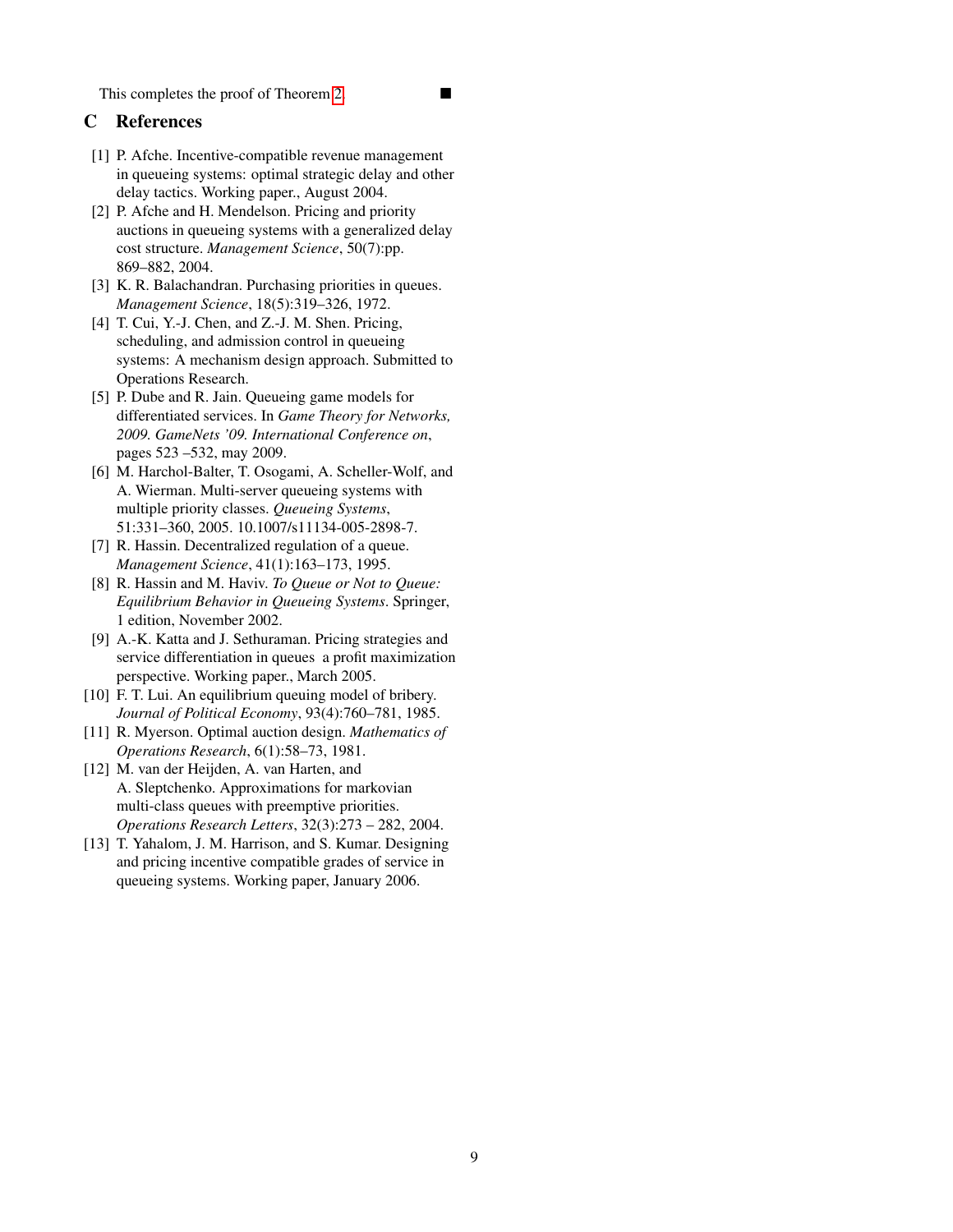This completes the proof of Theorem 2. ■

## C References

[1] P. Afche. Incentive-compatible revenue management in queueing systems: optimal strategic delay and other delay tactics. Working paper., August 2004.

[2] P. Afche and H. Mendelson. Pricing and priority auctions in queueing systems with a generalized delay cost structure. *Management Science*, 50(7):pp. 869–882, 2004.

[3] K. R. Balachandran. Purchasing priorities in queues. *Management Science*, 18(5):319–326, 1972.

[4] T. Cui, Y.-J. Chen, and Z.-J. M. Shen. Pricing, scheduling, and admission control in queueing systems: A mechanism design approach. Submitted to Operations Research.

[5] P. Dube and R. Jain. Queueing game models for differentiated services. In *Game Theory for Networks, 2009. GameNets '09. International Conference on*, pages 523 –532, may 2009.

[6] M. Harchol-Balter, T. Osogami, A. Scheller-Wolf, and A. Wierman. Multi-server queueing systems with multiple priority classes. *Queueing Systems*, 51:331–360, 2005. 10.1007/s11134-005-2898-7.

[7] R. Hassin. Decentralized regulation of a queue. *Management Science*, 41(1):163–173, 1995.

[8] R. Hassin and M. Haviv. *To Queue or Not to Queue: Equilibrium Behavior in Queueing Systems*. Springer, 1 edition, November 2002.

[9] A.-K. Katta and J. Sethuraman. Pricing strategies and service differentiation in queues a profit maximization perspective. Working paper., March 2005.

[10] F. T. Lui. An equilibrium queuing model of bribery. *Journal of Political Economy*, 93(4):760–781, 1985.

[11] R. Myerson. Optimal auction design. *Mathematics of Operations Research*, 6(1):58–73, 1981.

[12] M. van der Heijden, A. van Harten, and A. Sleptchenko. Approximations for markovian multi-class queues with preemptive priorities. *Operations Research Letters*, 32(3):273 – 282, 2004.

[13] T. Yahalom, J. M. Harrison, and S. Kumar. Designing and pricing incentive compatible grades of service in queueing systems. Working paper, January 2006.